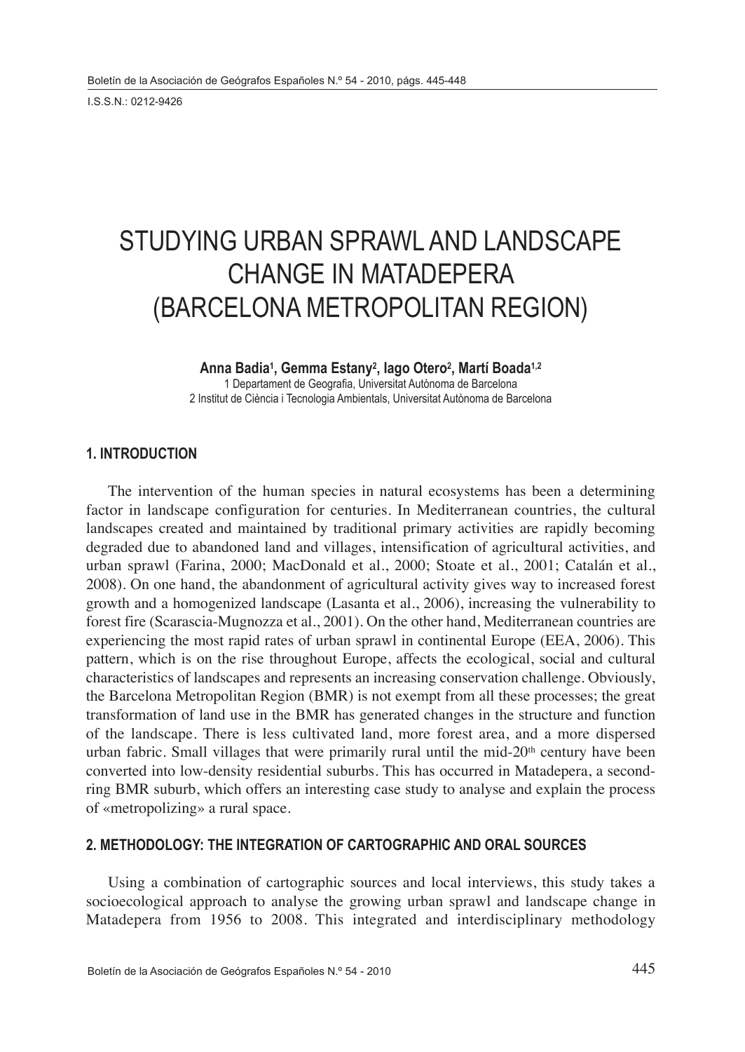# STUDYING URBAN SPRAWL AND LANDSCAPE CHANGE IN MATADEPERA (BARCELONA METROPOLITAN REGION)

**Anna Badia[1], Gemma Estany[2], Iago Otero[2], Martí Boada[1,2]**

1 Departament de Geografia, Universitat Autònoma de Barcelona
2 Institut de Ciència i Tecnologia Ambientals, Universitat Autònoma de Barcelona

## 1. INTRODUCTION

The intervention of the human species in natural ecosystems has been a determining factor in landscape configuration for centuries. In Mediterranean countries, the cultural landscapes created and maintained by traditional primary activities are rapidly becoming degraded due to abandoned land and villages, intensification of agricultural activities, and urban sprawl (Farina, 2000; MacDonald et al., 2000; Stoate et al., 2001; Catalán et al., 2008). On one hand, the abandonment of agricultural activity gives way to increased forest growth and a homogenized landscape (Lasanta et al., 2006), increasing the vulnerability to forest fire (Scarascia-Mugnozza et al., 2001). On the other hand, Mediterranean countries are experiencing the most rapid rates of urban sprawl in continental Europe (EEA, 2006). This pattern, which is on the rise throughout Europe, affects the ecological, social and cultural characteristics of landscapes and represents an increasing conservation challenge. Obviously, the Barcelona Metropolitan Region (BMR) is not exempt from all these processes; the great transformation of land use in the BMR has generated changes in the structure and function of the landscape. There is less cultivated land, more forest area, and a more dispersed urban fabric. Small villages that were primarily rural until the mid-20th century have been converted into low-density residential suburbs. This has occurred in Matadepera, a second-ring BMR suburb, which offers an interesting case study to analyse and explain the process of «metropolizing» a rural space.

## 2. METHODOLOGY: THE INTEGRATION OF CARTOGRAPHIC AND ORAL SOURCES

Using a combination of cartographic sources and local interviews, this study takes a socioecological approach to analyse the growing urban sprawl and landscape change in Matadepera from 1956 to 2008. This integrated and interdisciplinary methodology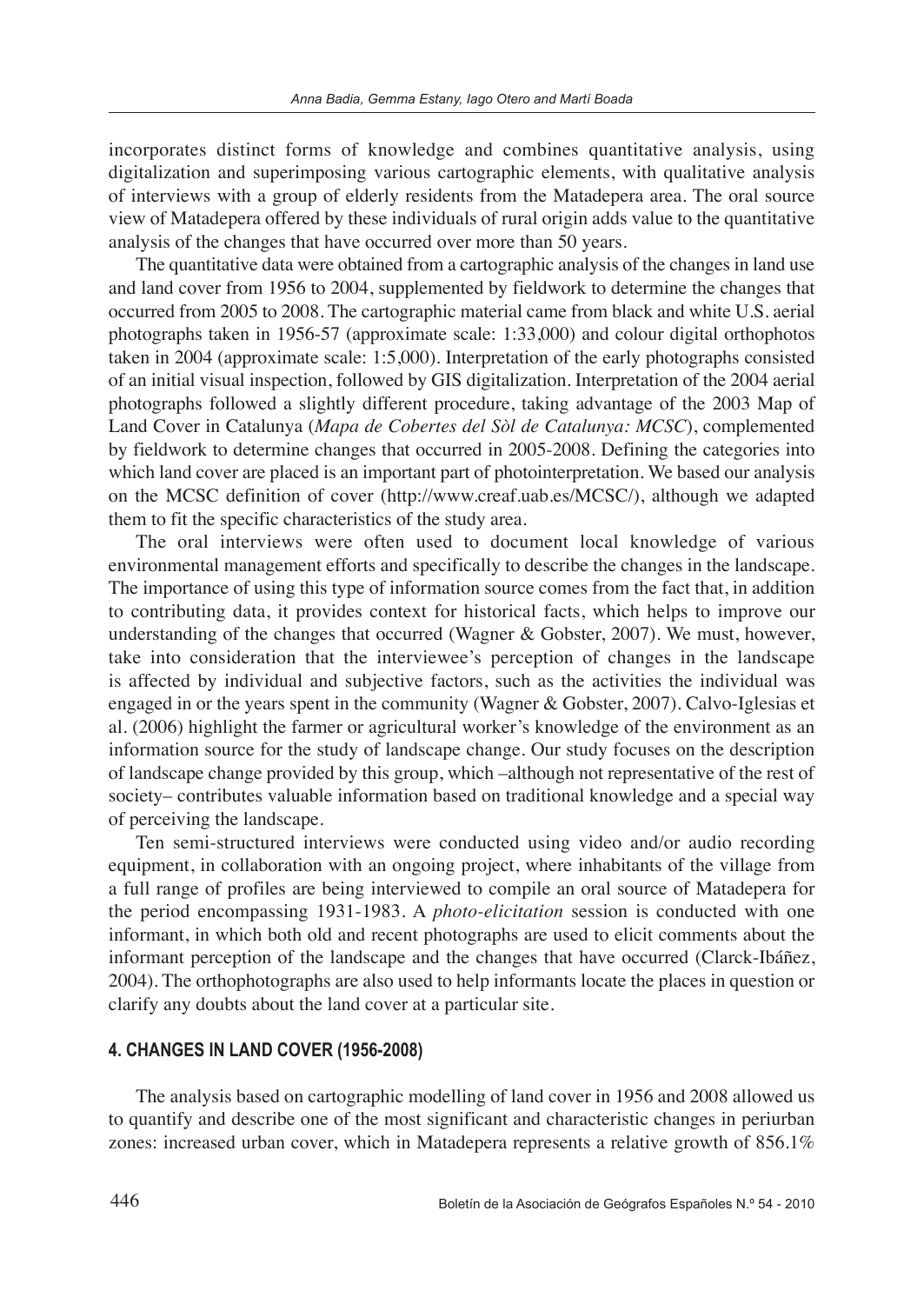incorporates distinct forms of knowledge and combines quantitative analysis, using digitalization and superimposing various cartographic elements, with qualitative analysis of interviews with a group of elderly residents from the Matadepera area. The oral source view of Matadepera offered by these individuals of rural origin adds value to the quantitative analysis of the changes that have occurred over more than 50 years.

The quantitative data were obtained from a cartographic analysis of the changes in land use and land cover from 1956 to 2004, supplemented by fieldwork to determine the changes that occurred from 2005 to 2008. The cartographic material came from black and white U.S. aerial photographs taken in 1956-57 (approximate scale: 1:33,000) and colour digital orthophotos taken in 2004 (approximate scale: 1:5,000). Interpretation of the early photographs consisted of an initial visual inspection, followed by GIS digitalization. Interpretation of the 2004 aerial photographs followed a slightly different procedure, taking advantage of the 2003 Map of Land Cover in Catalunya (*Mapa de Cobertes del Sòl de Catalunya: MCSC*), complemented by fieldwork to determine changes that occurred in 2005-2008. Defining the categories into which land cover are placed is an important part of photointerpretation. We based our analysis on the MCSC definition of cover (http://www.creaf.uab.es/MCSC/), although we adapted them to fit the specific characteristics of the study area.

The oral interviews were often used to document local knowledge of various environmental management efforts and specifically to describe the changes in the landscape. The importance of using this type of information source comes from the fact that, in addition to contributing data, it provides context for historical facts, which helps to improve our understanding of the changes that occurred (Wagner & Gobster, 2007). We must, however, take into consideration that the interviewee's perception of changes in the landscape is affected by individual and subjective factors, such as the activities the individual was engaged in or the years spent in the community (Wagner & Gobster, 2007). Calvo-Iglesias et al. (2006) highlight the farmer or agricultural worker's knowledge of the environment as an information source for the study of landscape change. Our study focuses on the description of landscape change provided by this group, which –although not representative of the rest of society– contributes valuable information based on traditional knowledge and a special way of perceiving the landscape.

Ten semi-structured interviews were conducted using video and/or audio recording equipment, in collaboration with an ongoing project, where inhabitants of the village from a full range of profiles are being interviewed to compile an oral source of Matadepera for the period encompassing 1931-1983. A *photo-elicitation* session is conducted with one informant, in which both old and recent photographs are used to elicit comments about the informant perception of the landscape and the changes that have occurred (Clarck-Ibáñez, 2004). The orthophotographs are also used to help informants locate the places in question or clarify any doubts about the land cover at a particular site.

## 4. CHANGES IN LAND COVER (1956-2008)

The analysis based on cartographic modelling of land cover in 1956 and 2008 allowed us to quantify and describe one of the most significant and characteristic changes in periurban zones: increased urban cover, which in Matadepera represents a relative growth of 856.1%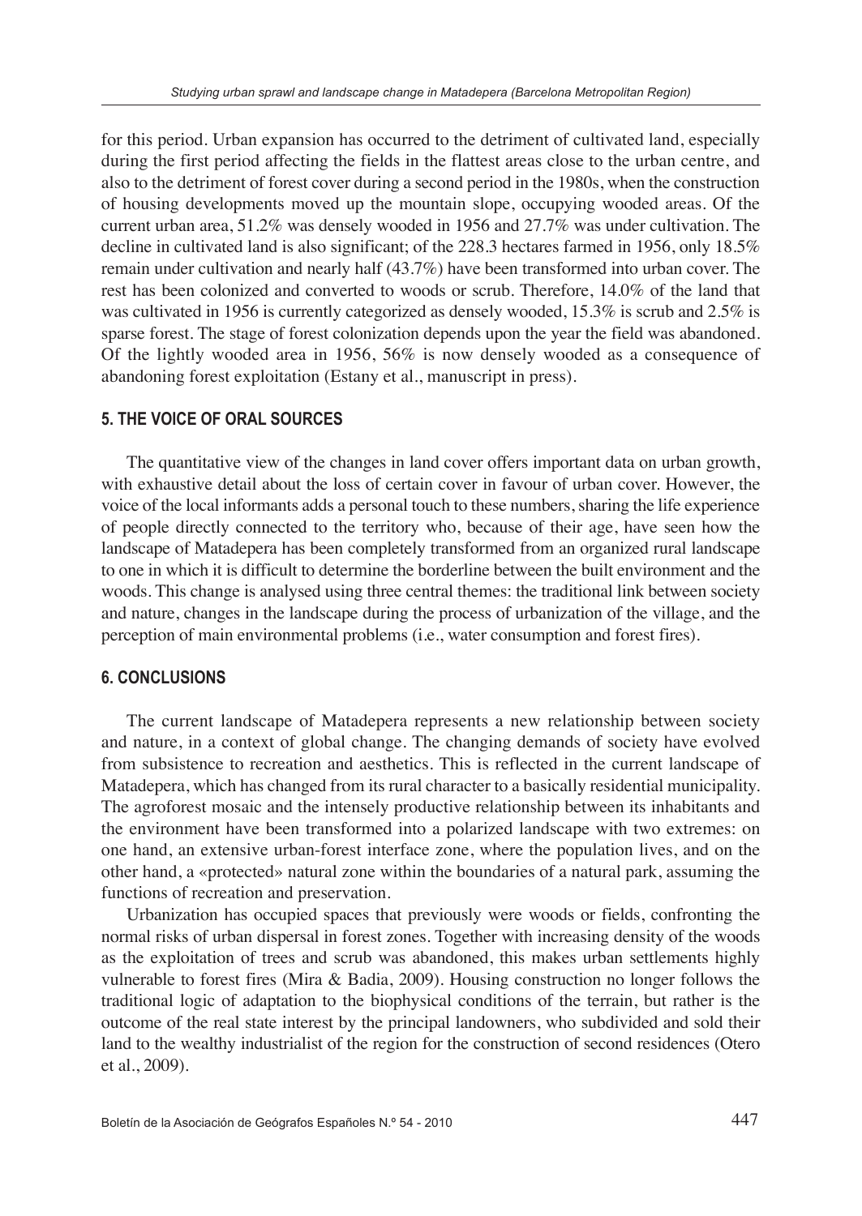for this period. Urban expansion has occurred to the detriment of cultivated land, especially during the first period affecting the fields in the flattest areas close to the urban centre, and also to the detriment of forest cover during a second period in the 1980s, when the construction of housing developments moved up the mountain slope, occupying wooded areas. Of the current urban area, 51.2% was densely wooded in 1956 and 27.7% was under cultivation. The decline in cultivated land is also significant; of the 228.3 hectares farmed in 1956, only 18.5% remain under cultivation and nearly half (43.7%) have been transformed into urban cover. The rest has been colonized and converted to woods or scrub. Therefore, 14.0% of the land that was cultivated in 1956 is currently categorized as densely wooded, 15.3% is scrub and 2.5% is sparse forest. The stage of forest colonization depends upon the year the field was abandoned. Of the lightly wooded area in 1956, 56% is now densely wooded as a consequence of abandoning forest exploitation (Estany et al., manuscript in press).

## 5. THE VOICE OF ORAL SOURCES

The quantitative view of the changes in land cover offers important data on urban growth, with exhaustive detail about the loss of certain cover in favour of urban cover. However, the voice of the local informants adds a personal touch to these numbers, sharing the life experience of people directly connected to the territory who, because of their age, have seen how the landscape of Matadepera has been completely transformed from an organized rural landscape to one in which it is difficult to determine the borderline between the built environment and the woods. This change is analysed using three central themes: the traditional link between society and nature, changes in the landscape during the process of urbanization of the village, and the perception of main environmental problems (i.e., water consumption and forest fires).

## 6. CONCLUSIONS

The current landscape of Matadepera represents a new relationship between society and nature, in a context of global change. The changing demands of society have evolved from subsistence to recreation and aesthetics. This is reflected in the current landscape of Matadepera, which has changed from its rural character to a basically residential municipality. The agroforest mosaic and the intensely productive relationship between its inhabitants and the environment have been transformed into a polarized landscape with two extremes: on one hand, an extensive urban-forest interface zone, where the population lives, and on the other hand, a «protected» natural zone within the boundaries of a natural park, assuming the functions of recreation and preservation.

Urbanization has occupied spaces that previously were woods or fields, confronting the normal risks of urban dispersal in forest zones. Together with increasing density of the woods as the exploitation of trees and scrub was abandoned, this makes urban settlements highly vulnerable to forest fires (Mira & Badia, 2009). Housing construction no longer follows the traditional logic of adaptation to the biophysical conditions of the terrain, but rather is the outcome of the real state interest by the principal landowners, who subdivided and sold their land to the wealthy industrialist of the region for the construction of second residences (Otero et al., 2009).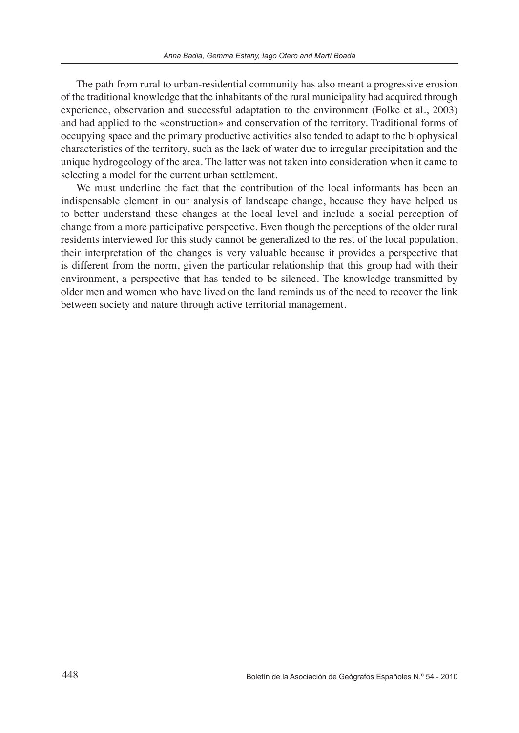The path from rural to urban-residential community has also meant a progressive erosion of the traditional knowledge that the inhabitants of the rural municipality had acquired through experience, observation and successful adaptation to the environment (Folke et al., 2003) and had applied to the «construction» and conservation of the territory. Traditional forms of occupying space and the primary productive activities also tended to adapt to the biophysical characteristics of the territory, such as the lack of water due to irregular precipitation and the unique hydrogeology of the area. The latter was not taken into consideration when it came to selecting a model for the current urban settlement.

We must underline the fact that the contribution of the local informants has been an indispensable element in our analysis of landscape change, because they have helped us to better understand these changes at the local level and include a social perception of change from a more participative perspective. Even though the perceptions of the older rural residents interviewed for this study cannot be generalized to the rest of the local population, their interpretation of the changes is very valuable because it provides a perspective that is different from the norm, given the particular relationship that this group had with their environment, a perspective that has tended to be silenced. The knowledge transmitted by older men and women who have lived on the land reminds us of the need to recover the link between society and nature through active territorial management.